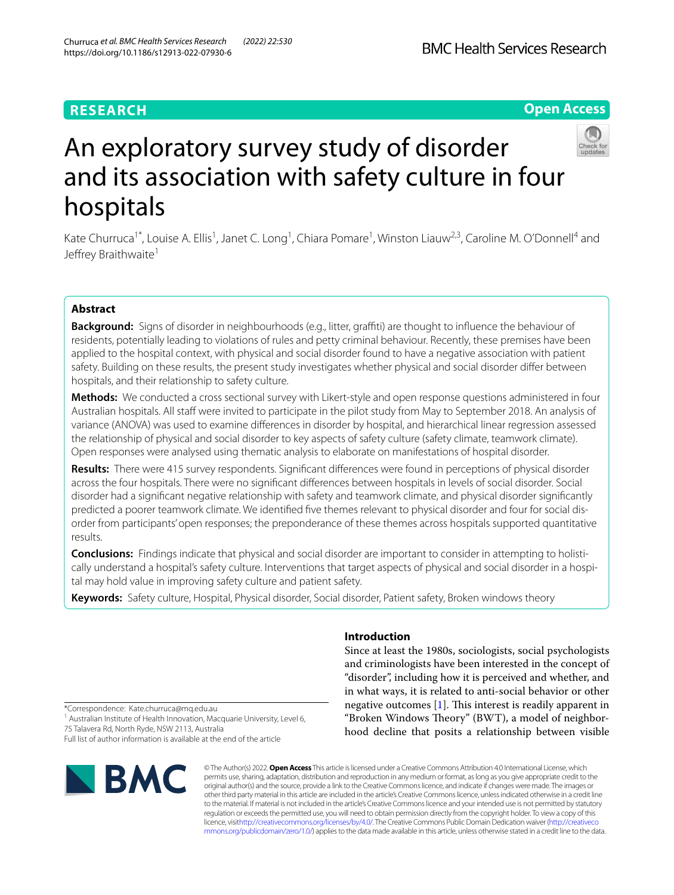RESEARCH

Open Access

# An exploratory survey study of disorder and its association with safety culture in four hospitals

Kate Churruca[1*], Louise A. Ellis[1], Janet C. Long[1], Chiara Pomare[1], Winston Liauw[2,3], Caroline M. O'Donnell[4] and Jeffrey Braithwaite[1]

## Abstract

**Background:** Signs of disorder in neighbourhoods (e.g., litter, graffiti) are thought to influence the behaviour of residents, potentially leading to violations of rules and petty criminal behaviour. Recently, these premises have been applied to the hospital context, with physical and social disorder found to have a negative association with patient safety. Building on these results, the present study investigates whether physical and social disorder differ between hospitals, and their relationship to safety culture.

**Methods:** We conducted a cross sectional survey with Likert-style and open response questions administered in four Australian hospitals. All staff were invited to participate in the pilot study from May to September 2018. An analysis of variance (ANOVA) was used to examine differences in disorder by hospital, and hierarchical linear regression assessed the relationship of physical and social disorder to key aspects of safety culture (safety climate, teamwork climate). Open responses were analysed using thematic analysis to elaborate on manifestations of hospital disorder.

**Results:** There were 415 survey respondents. Significant differences were found in perceptions of physical disorder across the four hospitals. There were no significant differences between hospitals in levels of social disorder. Social disorder had a significant negative relationship with safety and teamwork climate, and physical disorder significantly predicted a poorer teamwork climate. We identified five themes relevant to physical disorder and four for social disorder from participants' open responses; the preponderance of these themes across hospitals supported quantitative results.

**Conclusions:** Findings indicate that physical and social disorder are important to consider in attempting to holistically understand a hospital's safety culture. Interventions that target aspects of physical and social disorder in a hospital may hold value in improving safety culture and patient safety.

**Keywords:** Safety culture, Hospital, Physical disorder, Social disorder, Patient safety, Broken windows theory

## Introduction

Since at least the 1980s, sociologists, social psychologists and criminologists have been interested in the concept of "disorder", including how it is perceived and whether, and in what ways, it is related to anti-social behavior or other negative outcomes [1]. This interest is readily apparent in "Broken Windows Theory" (BWT), a model of neighborhood decline that posits a relationship between visible

*Correspondence: Kate.churruca@mq.edu.au
[1] Australian Institute of Health Innovation, Macquarie University, Level 6, 75 Talavera Rd, North Ryde, NSW 2113, Australia
Full list of author information is available at the end of the article

© The Author(s) 2022. **Open Access** This article is licensed under a Creative Commons Attribution 4.0 International License, which permits use, sharing, adaptation, distribution and reproduction in any medium or format, as long as you give appropriate credit to the original author(s) and the source, provide a link to the Creative Commons licence, and indicate if changes were made. The images or other third party material in this article are included in the article's Creative Commons licence, unless indicated otherwise in a credit line to the material. If material is not included in the article's Creative Commons licence and your intended use is not permitted by statutory regulation or exceeds the permitted use, you will need to obtain permission directly from the copyright holder. To view a copy of this licence, visit http://creativecommons.org/licenses/by/4.0/. The Creative Commons Public Domain Dedication waiver (http://creativecommons.org/publicdomain/zero/1.0/) applies to the data made available in this article, unless otherwise stated in a credit line to the data.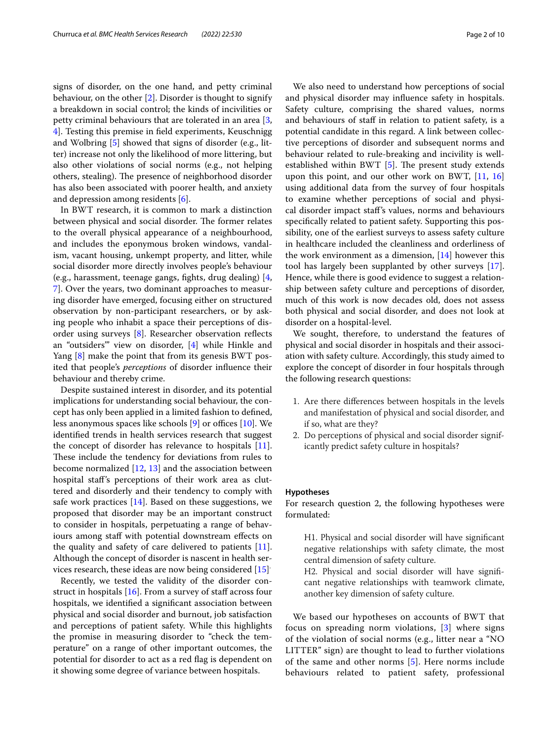signs of disorder, on the one hand, and petty criminal behaviour, on the other [2]. Disorder is thought to signify a breakdown in social control; the kinds of incivilities or petty criminal behaviours that are tolerated in an area [3, 4]. Testing this premise in field experiments, Keuschnigg and Wolbring [5] showed that signs of disorder (e.g., litter) increase not only the likelihood of more littering, but also other violations of social norms (e.g., not helping others, stealing). The presence of neighborhood disorder has also been associated with poorer health, and anxiety and depression among residents [6].

In BWT research, it is common to mark a distinction between physical and social disorder. The former relates to the overall physical appearance of a neighbourhood, and includes the eponymous broken windows, vandalism, vacant housing, unkempt property, and litter, while social disorder more directly involves people's behaviour (e.g., harassment, teenage gangs, fights, drug dealing) [4, 7]. Over the years, two dominant approaches to measuring disorder have emerged, focusing either on structured observation by non-participant researchers, or by asking people who inhabit a space their perceptions of disorder using surveys [8]. Researcher observation reflects an "outsiders'" view on disorder, [4] while Hinkle and Yang [8] make the point that from its genesis BWT posited that people's *perceptions* of disorder influence their behaviour and thereby crime.

Despite sustained interest in disorder, and its potential implications for understanding social behaviour, the concept has only been applied in a limited fashion to defined, less anonymous spaces like schools [9] or offices [10]. We identified trends in health services research that suggest the concept of disorder has relevance to hospitals [11]. These include the tendency for deviations from rules to become normalized [12, 13] and the association between hospital staff's perceptions of their work area as cluttered and disorderly and their tendency to comply with safe work practices [14]. Based on these suggestions, we proposed that disorder may be an important construct to consider in hospitals, perpetuating a range of behaviours among staff with potential downstream effects on the quality and safety of care delivered to patients [11]. Although the concept of disorder is nascent in health services research, these ideas are now being considered [15].

Recently, we tested the validity of the disorder construct in hospitals [16]. From a survey of staff across four hospitals, we identified a significant association between physical and social disorder and burnout, job satisfaction and perceptions of patient safety. While this highlights the promise in measuring disorder to "check the temperature" on a range of other important outcomes, the potential for disorder to act as a red flag is dependent on it showing some degree of variance between hospitals.

We also need to understand how perceptions of social and physical disorder may influence safety in hospitals. Safety culture, comprising the shared values, norms and behaviours of staff in relation to patient safety, is a potential candidate in this regard. A link between collective perceptions of disorder and subsequent norms and behaviour related to rule-breaking and incivility is well-established within BWT [5]. The present study extends upon this point, and our other work on BWT, [11, 16] using additional data from the survey of four hospitals to examine whether perceptions of social and physical disorder impact staff's values, norms and behaviours specifically related to patient safety. Supporting this possibility, one of the earliest surveys to assess safety culture in healthcare included the cleanliness and orderliness of the work environment as a dimension, [14] however this tool has largely been supplanted by other surveys [17]. Hence, while there is good evidence to suggest a relationship between safety culture and perceptions of disorder, much of this work is now decades old, does not assess both physical and social disorder, and does not look at disorder on a hospital-level.

We sought, therefore, to understand the features of physical and social disorder in hospitals and their association with safety culture. Accordingly, this study aimed to explore the concept of disorder in four hospitals through the following research questions:

1. Are there differences between hospitals in the levels and manifestation of physical and social disorder, and if so, what are they?
2. Do perceptions of physical and social disorder significantly predict safety culture in hospitals?

### Hypotheses

For research question 2, the following hypotheses were formulated:

> H1. Physical and social disorder will have significant negative relationships with safety climate, the most central dimension of safety culture.
>
> H2. Physical and social disorder will have significant negative relationships with teamwork climate, another key dimension of safety culture.

We based our hypotheses on accounts of BWT that focus on spreading norm violations, [3] where signs of the violation of social norms (e.g., litter near a "NO LITTER" sign) are thought to lead to further violations of the same and other norms [5]. Here norms include behaviours related to patient safety, professional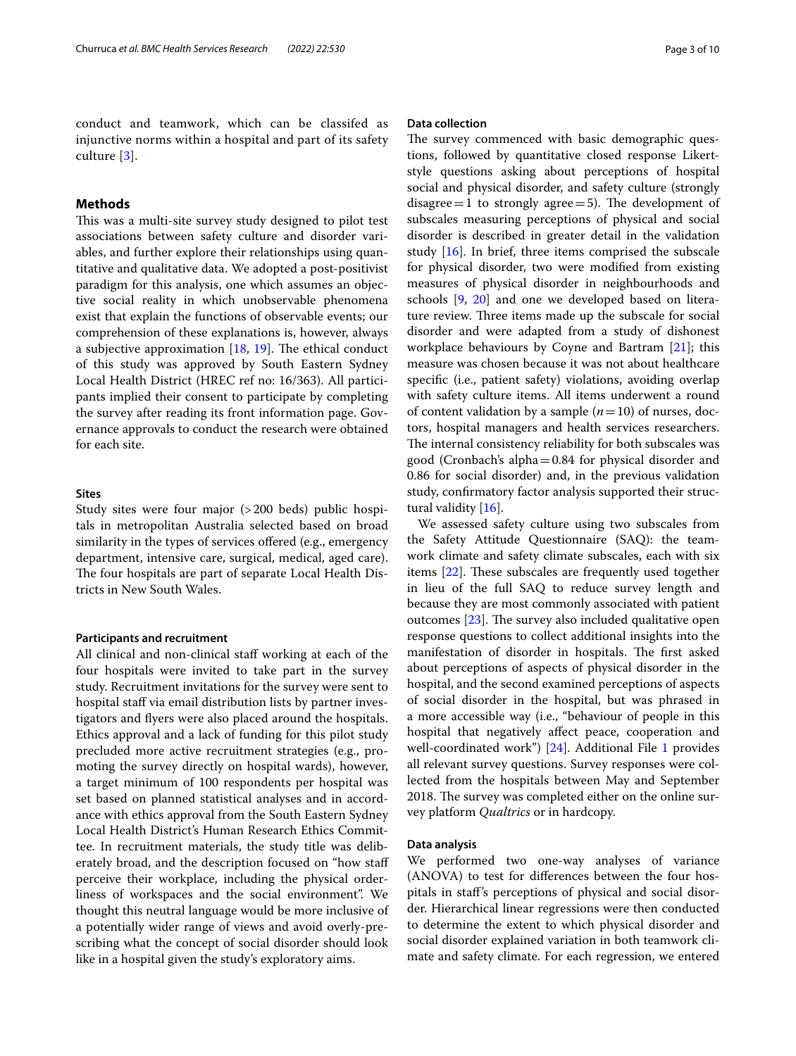conduct and teamwork, which can be classifed as injunctive norms within a hospital and part of its safety culture [3].

## Methods

This was a multi-site survey study designed to pilot test associations between safety culture and disorder variables, and further explore their relationships using quantitative and qualitative data. We adopted a post-positivist paradigm for this analysis, one which assumes an objective social reality in which unobservable phenomena exist that explain the functions of observable events; our comprehension of these explanations is, however, always a subjective approximation [18, 19]. The ethical conduct of this study was approved by South Eastern Sydney Local Health District (HREC ref no: 16/363). All participants implied their consent to participate by completing the survey after reading its front information page. Governance approvals to conduct the research were obtained for each site.

### Sites

Study sites were four major (>200 beds) public hospitals in metropolitan Australia selected based on broad similarity in the types of services offered (e.g., emergency department, intensive care, surgical, medical, aged care). The four hospitals are part of separate Local Health Districts in New South Wales.

### Participants and recruitment

All clinical and non-clinical staff working at each of the four hospitals were invited to take part in the survey study. Recruitment invitations for the survey were sent to hospital staff via email distribution lists by partner investigators and flyers were also placed around the hospitals. Ethics approval and a lack of funding for this pilot study precluded more active recruitment strategies (e.g., promoting the survey directly on hospital wards), however, a target minimum of 100 respondents per hospital was set based on planned statistical analyses and in accordance with ethics approval from the South Eastern Sydney Local Health District's Human Research Ethics Committee. In recruitment materials, the study title was deliberately broad, and the description focused on "how staff perceive their workplace, including the physical orderliness of workspaces and the social environment". We thought this neutral language would be more inclusive of a potentially wider range of views and avoid overly-prescribing what the concept of social disorder should look like in a hospital given the study's exploratory aims.

### Data collection

The survey commenced with basic demographic questions, followed by quantitative closed response Likert-style questions asking about perceptions of hospital social and physical disorder, and safety culture (strongly disagree = 1 to strongly agree = 5). The development of subscales measuring perceptions of physical and social disorder is described in greater detail in the validation study [16]. In brief, three items comprised the subscale for physical disorder, two were modified from existing measures of physical disorder in neighbourhoods and schools [9, 20] and one we developed based on literature review. Three items made up the subscale for social disorder and were adapted from a study of dishonest workplace behaviours by Coyne and Bartram [21]; this measure was chosen because it was not about healthcare specific (i.e., patient safety) violations, avoiding overlap with safety culture items. All items underwent a round of content validation by a sample ($n = 10$) of nurses, doctors, hospital managers and health services researchers. The internal consistency reliability for both subscales was good (Cronbach's alpha = 0.84 for physical disorder and 0.86 for social disorder) and, in the previous validation study, confirmatory factor analysis supported their structural validity [16].

We assessed safety culture using two subscales from the Safety Attitude Questionnaire (SAQ): the teamwork climate and safety climate subscales, each with six items [22]. These subscales are frequently used together in lieu of the full SAQ to reduce survey length and because they are most commonly associated with patient outcomes [23]. The survey also included qualitative open response questions to collect additional insights into the manifestation of disorder in hospitals. The first asked about perceptions of aspects of physical disorder in the hospital, and the second examined perceptions of aspects of social disorder in the hospital, but was phrased in a more accessible way (i.e., "behaviour of people in this hospital that negatively affect peace, cooperation and well-coordinated work") [24]. Additional File 1 provides all relevant survey questions. Survey responses were collected from the hospitals between May and September 2018. The survey was completed either on the online survey platform *Qualtrics* or in hardcopy.

### Data analysis

We performed two one-way analyses of variance (ANOVA) to test for differences between the four hospitals in staff's perceptions of physical and social disorder. Hierarchical linear regressions were then conducted to determine the extent to which physical disorder and social disorder explained variation in both teamwork climate and safety climate. For each regression, we entered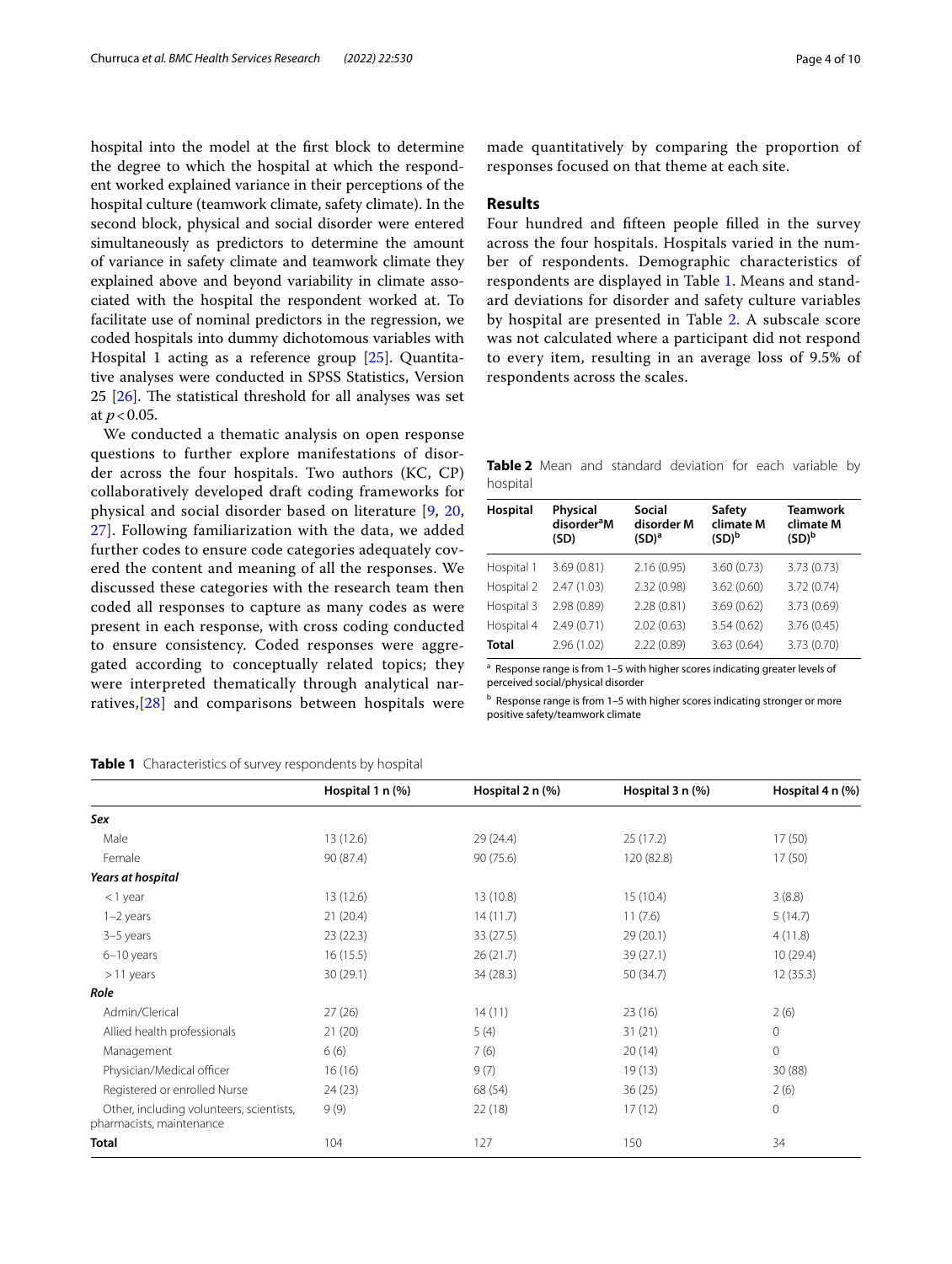hospital into the model at the first block to determine the degree to which the hospital at which the respondent worked explained variance in their perceptions of the hospital culture (teamwork climate, safety climate). In the second block, physical and social disorder were entered simultaneously as predictors to determine the amount of variance in safety climate and teamwork climate they explained above and beyond variability in climate associated with the hospital the respondent worked at. To facilitate use of nominal predictors in the regression, we coded hospitals into dummy dichotomous variables with Hospital 1 acting as a reference group [25]. Quantitative analyses were conducted in SPSS Statistics, Version 25 [26]. The statistical threshold for all analyses was set at $p < 0.05$.

We conducted a thematic analysis on open response questions to further explore manifestations of disorder across the four hospitals. Two authors (KC, CP) collaboratively developed draft coding frameworks for physical and social disorder based on literature [9, 20, 27]. Following familiarization with the data, we added further codes to ensure code categories adequately covered the content and meaning of all the responses. We discussed these categories with the research team then coded all responses to capture as many codes as were present in each response, with cross coding conducted to ensure consistency. Coded responses were aggregated according to conceptually related topics; they were interpreted thematically through analytical narratives,[28] and comparisons between hospitals were made quantitatively by comparing the proportion of responses focused on that theme at each site.

## Results

Four hundred and fifteen people filled in the survey across the four hospitals. Hospitals varied in the number of respondents. Demographic characteristics of respondents are displayed in Table 1. Means and standard deviations for disorder and safety culture variables by hospital are presented in Table 2. A subscale score was not calculated where a participant did not respond to every item, resulting in an average loss of 9.5% of respondents across the scales.

**Table 2** Mean and standard deviation for each variable by hospital

| Hospital | Physical disorder[a] M (SD) | Social disorder M (SD)[a] | Safety climate M (SD)[b] | Teamwork climate M (SD)[b] |
|---|---|---|---|---|
| Hospital 1 | 3.69 (0.81) | 2.16 (0.95) | 3.60 (0.73) | 3.73 (0.73) |
| Hospital 2 | 2.47 (1.03) | 2.32 (0.98) | 3.62 (0.60) | 3.72 (0.74) |
| Hospital 3 | 2.98 (0.89) | 2.28 (0.81) | 3.69 (0.62) | 3.73 (0.69) |
| Hospital 4 | 2.49 (0.71) | 2.02 (0.63) | 3.54 (0.62) | 3.76 (0.45) |
| **Total** | 2.96 (1.02) | 2.22 (0.89) | 3.63 (0.64) | 3.73 (0.70) |

[a] Response range is from 1–5 with higher scores indicating greater levels of perceived social/physical disorder

[b] Response range is from 1–5 with higher scores indicating stronger or more positive safety/teamwork climate

**Table 1** Characteristics of survey respondents by hospital

| | Hospital 1 n (%) | Hospital 2 n (%) | Hospital 3 n (%) | Hospital 4 n (%) |
|---|---|---|---|---|
| ***Sex*** | | | | |
| Male | 13 (12.6) | 29 (24.4) | 25 (17.2) | 17 (50) |
| Female | 90 (87.4) | 90 (75.6) | 120 (82.8) | 17 (50) |
| ***Years at hospital*** | | | | |
| < 1 year | 13 (12.6) | 13 (10.8) | 15 (10.4) | 3 (8.8) |
| 1–2 years | 21 (20.4) | 14 (11.7) | 11 (7.6) | 5 (14.7) |
| 3–5 years | 23 (22.3) | 33 (27.5) | 29 (20.1) | 4 (11.8) |
| 6–10 years | 16 (15.5) | 26 (21.7) | 39 (27.1) | 10 (29.4) |
| > 11 years | 30 (29.1) | 34 (28.3) | 50 (34.7) | 12 (35.3) |
| ***Role*** | | | | |
| Admin/Clerical | 27 (26) | 14 (11) | 23 (16) | 2 (6) |
| Allied health professionals | 21 (20) | 5 (4) | 31 (21) | 0 |
| Management | 6 (6) | 7 (6) | 20 (14) | 0 |
| Physician/Medical officer | 16 (16) | 9 (7) | 19 (13) | 30 (88) |
| Registered or enrolled Nurse | 24 (23) | 68 (54) | 36 (25) | 2 (6) |
| Other, including volunteers, scientists, pharmacists, maintenance | 9 (9) | 22 (18) | 17 (12) | 0 |
| **Total** | 104 | 127 | 150 | 34 |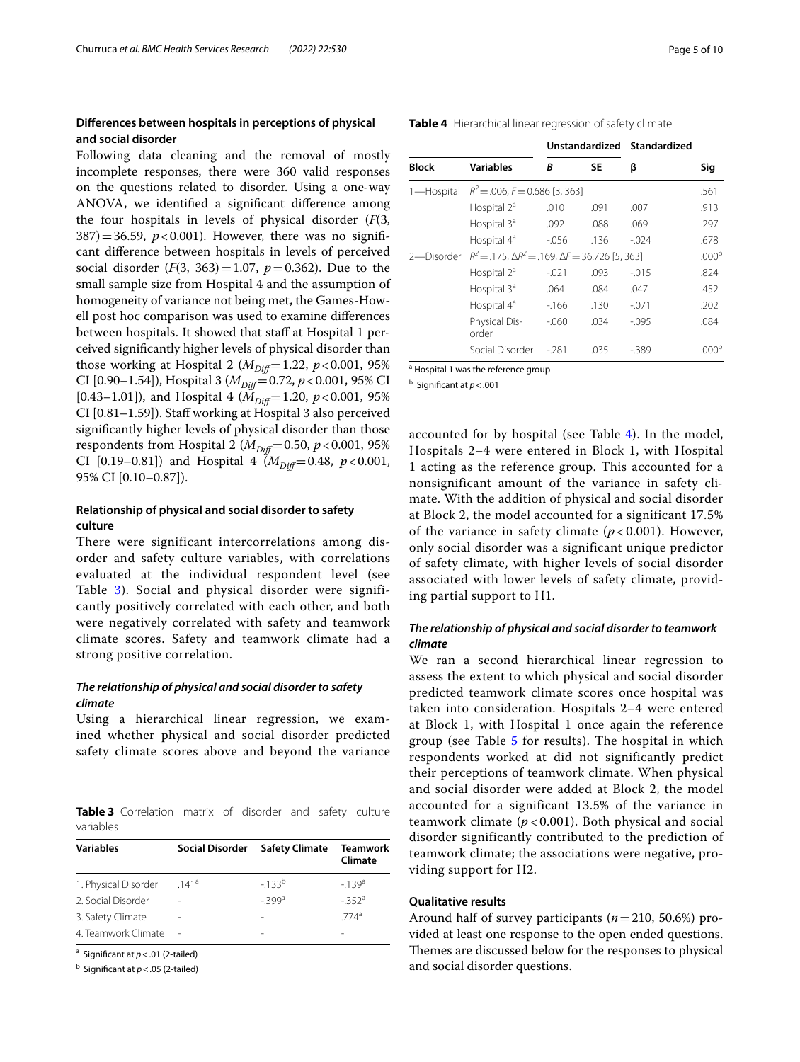## Differences between hospitals in perceptions of physical and social disorder

Following data cleaning and the removal of mostly incomplete responses, there were 360 valid responses on the questions related to disorder. Using a one-way ANOVA, we identified a significant difference among the four hospitals in levels of physical disorder ($F$(3, 387) = 36.59, $p < 0.001$). However, there was no significant difference between hospitals in levels of perceived social disorder ($F$(3, 363) = 1.07, $p = 0.362$). Due to the small sample size from Hospital 4 and the assumption of homogeneity of variance not being met, the Games-Howell post hoc comparison was used to examine differences between hospitals. It showed that staff at Hospital 1 perceived significantly higher levels of physical disorder than those working at Hospital 2 ($M_{Diff} = 1.22$, $p < 0.001$, 95% CI [0.90–1.54]), Hospital 3 ($M_{Diff} = 0.72$, $p < 0.001$, 95% CI [0.43–1.01]), and Hospital 4 ($M_{Diff} = 1.20$, $p < 0.001$, 95% CI [0.81–1.59]). Staff working at Hospital 3 also perceived significantly higher levels of physical disorder than those respondents from Hospital 2 ($M_{Diff} = 0.50$, $p < 0.001$, 95% CI [0.19–0.81]) and Hospital 4 ($M_{Diff} = 0.48$, $p < 0.001$, 95% CI [0.10–0.87]).

## Relationship of physical and social disorder to safety culture

There were significant intercorrelations among disorder and safety culture variables, with correlations evaluated at the individual respondent level (see Table 3). Social and physical disorder were significantly positively correlated with each other, and both were negatively correlated with safety and teamwork climate scores. Safety and teamwork climate had a strong positive correlation.

### *The relationship of physical and social disorder to safety climate*

Using a hierarchical linear regression, we examined whether physical and social disorder predicted safety climate scores above and beyond the variance accounted for by hospital (see Table 4). In the model, Hospitals 2–4 were entered in Block 1, with Hospital 1 acting as the reference group. This accounted for a nonsignificant amount of the variance in safety climate. With the addition of physical and social disorder at Block 2, the model accounted for a significant 17.5% of the variance in safety climate ($p < 0.001$). However, only social disorder was a significant unique predictor of safety climate, with higher levels of social disorder associated with lower levels of safety climate, providing partial support to H1.

**Table 3** Correlation matrix of disorder and safety culture variables

| Variables | Social Disorder | Safety Climate | Teamwork Climate |
|---|---|---|---|
| 1. Physical Disorder | .141[a] | -.133[b] | -.139[a] |
| 2. Social Disorder | - | -.399[a] | -.352[a] |
| 3. Safety Climate | - | - | .774[a] |
| 4. Teamwork Climate | - | - | - |

[a] Significant at $p < .01$ (2-tailed)

[b] Significant at $p < .05$ (2-tailed)

**Table 4** Hierarchical linear regression of safety climate

| | | Unstandardized | | Standardized | |
|---|---|---|---|---|---|
| **Block** | **Variables** | ***B*** | **SE** | **β** | **Sig** |
| 1—Hospital | $R^2 = .006$, $F = 0.686$ [3, 363] | | | | .561 |
| | Hospital 2[a] | .010 | .091 | .007 | .913 |
| | Hospital 3[a] | .092 | .088 | .069 | .297 |
| | Hospital 4[a] | -.056 | .136 | -.024 | .678 |
| 2—Disorder | $R^2 = .175$, $\Delta R^2 = .169$, $\Delta F = 36.726$ [5, 363] | | | | .000[b] |
| | Hospital 2[a] | -.021 | .093 | -.015 | .824 |
| | Hospital 3[a] | .064 | .084 | .047 | .452 |
| | Hospital 4[a] | -.166 | .130 | -.071 | .202 |
| | Physical Disorder | -.060 | .034 | -.095 | .084 |
| | Social Disorder | -.281 | .035 | -.389 | .000[b] |

[a] Hospital 1 was the reference group

[b] Significant at $p < .001$

### *The relationship of physical and social disorder to teamwork climate*

We ran a second hierarchical linear regression to assess the extent to which physical and social disorder predicted teamwork climate scores once hospital was taken into consideration. Hospitals 2–4 were entered at Block 1, with Hospital 1 once again the reference group (see Table 5 for results). The hospital in which respondents worked at did not significantly predict their perceptions of teamwork climate. When physical and social disorder were added at Block 2, the model accounted for a significant 13.5% of the variance in teamwork climate ($p < 0.001$). Both physical and social disorder significantly contributed to the prediction of teamwork climate; the associations were negative, providing support for H2.

## Qualitative results

Around half of survey participants ($n = 210$, 50.6%) provided at least one response to the open ended questions. Themes are discussed below for the responses to physical and social disorder questions.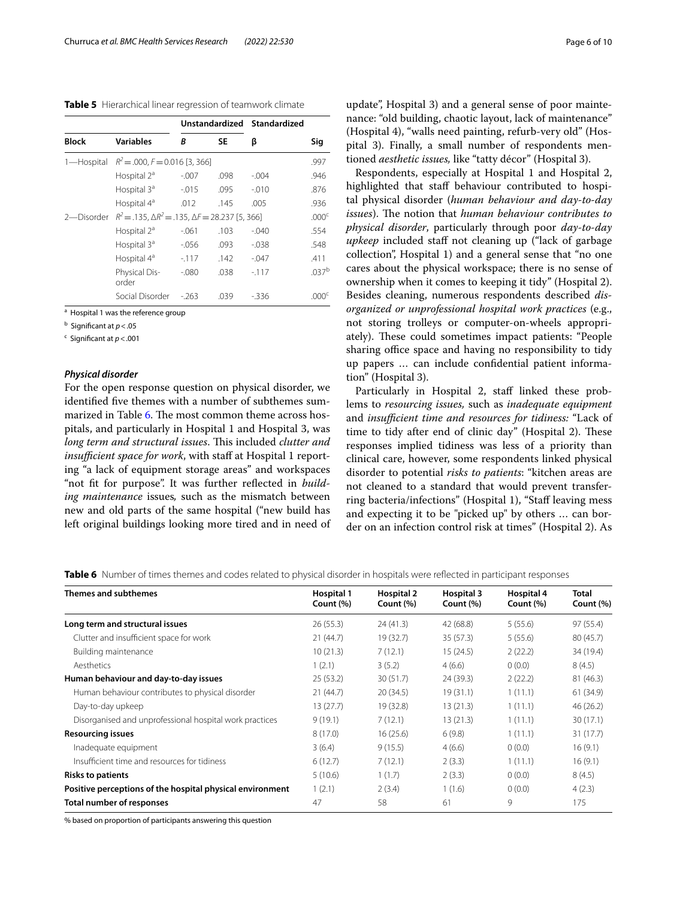**Table 5** Hierarchical linear regression of teamwork climate

| Block | Variables | Unstandardized | | Standardized | |
|---|---|---|---|---|---|
| | | *B* | SE | β | Sig |
| 1—Hospital | $R^2 = .000$, $F = 0.016$ [3, 366] | | | | .997 |
| | Hospital 2[a] | -.007 | .098 | -.004 | .946 |
| | Hospital 3[a] | -.015 | .095 | -.010 | .876 |
| | Hospital 4[a] | .012 | .145 | .005 | .936 |
| 2—Disorder | $R^2 = .135$, $\Delta R^2 = .135$, $\Delta F = 28.237$ [5, 366] | | | | .000[c] |
| | Hospital 2[a] | -.061 | .103 | -.040 | .554 |
| | Hospital 3[a] | -.056 | .093 | -.038 | .548 |
| | Hospital 4[a] | -.117 | .142 | -.047 | .411 |
| | Physical Disorder | -.080 | .038 | -.117 | .037[b] |
| | Social Disorder | -.263 | .039 | -.336 | .000[c] |

[a] Hospital 1 was the reference group

[b] Significant at $p < .05$

[c] Significant at $p < .001$

### *Physical disorder*

For the open response question on physical disorder, we identified five themes with a number of subthemes summarized in Table 6. The most common theme across hospitals, and particularly in Hospital 1 and Hospital 3, was *long term and structural issues*. This included *clutter and insufficient space for work*, with staff at Hospital 1 reporting "a lack of equipment storage areas" and workspaces "not fit for purpose". It was further reflected in *building maintenance* issues, such as the mismatch between new and old parts of the same hospital ("new build has left original buildings looking more tired and in need of update", Hospital 3) and a general sense of poor maintenance: "old building, chaotic layout, lack of maintenance" (Hospital 4), "walls need painting, refurb-very old" (Hospital 3). Finally, a small number of respondents mentioned *aesthetic issues,* like "tatty décor" (Hospital 3).

Respondents, especially at Hospital 1 and Hospital 2, highlighted that staff behaviour contributed to hospital physical disorder (*human behaviour and day-to-day issues*). The notion that *human behaviour contributes to physical disorder*, particularly through poor *day-to-day upkeep* included staff not cleaning up ("lack of garbage collection", Hospital 1) and a general sense that "no one cares about the physical workspace; there is no sense of ownership when it comes to keeping it tidy" (Hospital 2). Besides cleaning, numerous respondents described *disorganized or unprofessional hospital work practices* (e.g., not storing trolleys or computer-on-wheels appropriately). These could sometimes impact patients: "People sharing office space and having no responsibility to tidy up papers … can include confidential patient information" (Hospital 3).

Particularly in Hospital 2, staff linked these problems to *resourcing issues,* such as *inadequate equipment* and *insufficient time and resources for tidiness:* "Lack of time to tidy after end of clinic day" (Hospital 2). These responses implied tidiness was less of a priority than clinical care, however, some respondents linked physical disorder to potential *risks to patients*: "kitchen areas are not cleaned to a standard that would prevent transferring bacteria/infections" (Hospital 1), "Staff leaving mess and expecting it to be "picked up" by others … can border on an infection control risk at times" (Hospital 2). As

**Table 6** Number of times themes and codes related to physical disorder in hospitals were reflected in participant responses

| Themes and subthemes | Hospital 1 Count (%) | Hospital 2 Count (%) | Hospital 3 Count (%) | Hospital 4 Count (%) | Total Count (%) |
|---|---|---|---|---|---|
| **Long term and structural issues** | 26 (55.3) | 24 (41.3) | 42 (68.8) | 5 (55.6) | 97 (55.4) |
| Clutter and insufficient space for work | 21 (44.7) | 19 (32.7) | 35 (57.3) | 5 (55.6) | 80 (45.7) |
| Building maintenance | 10 (21.3) | 7 (12.1) | 15 (24.5) | 2 (22.2) | 34 (19.4) |
| Aesthetics | 1 (2.1) | 3 (5.2) | 4 (6.6) | 0 (0.0) | 8 (4.5) |
| **Human behaviour and day-to-day issues** | 25 (53.2) | 30 (51.7) | 24 (39.3) | 2 (22.2) | 81 (46.3) |
| Human behaviour contributes to physical disorder | 21 (44.7) | 20 (34.5) | 19 (31.1) | 1 (11.1) | 61 (34.9) |
| Day-to-day upkeep | 13 (27.7) | 19 (32.8) | 13 (21.3) | 1 (11.1) | 46 (26.2) |
| Disorganised and unprofessional hospital work practices | 9 (19.1) | 7 (12.1) | 13 (21.3) | 1 (11.1) | 30 (17.1) |
| **Resourcing issues** | 8 (17.0) | 16 (25.6) | 6 (9.8) | 1 (11.1) | 31 (17.7) |
| Inadequate equipment | 3 (6.4) | 9 (15.5) | 4 (6.6) | 0 (0.0) | 16 (9.1) |
| Insufficient time and resources for tidiness | 6 (12.7) | 7 (12.1) | 2 (3.3) | 1 (11.1) | 16 (9.1) |
| **Risks to patients** | 5 (10.6) | 1 (1.7) | 2 (3.3) | 0 (0.0) | 8 (4.5) |
| **Positive perceptions of the hospital physical environment** | 1 (2.1) | 2 (3.4) | 1 (1.6) | 0 (0.0) | 4 (2.3) |
| **Total number of responses** | 47 | 58 | 61 | 9 | 175 |

% based on proportion of participants answering this question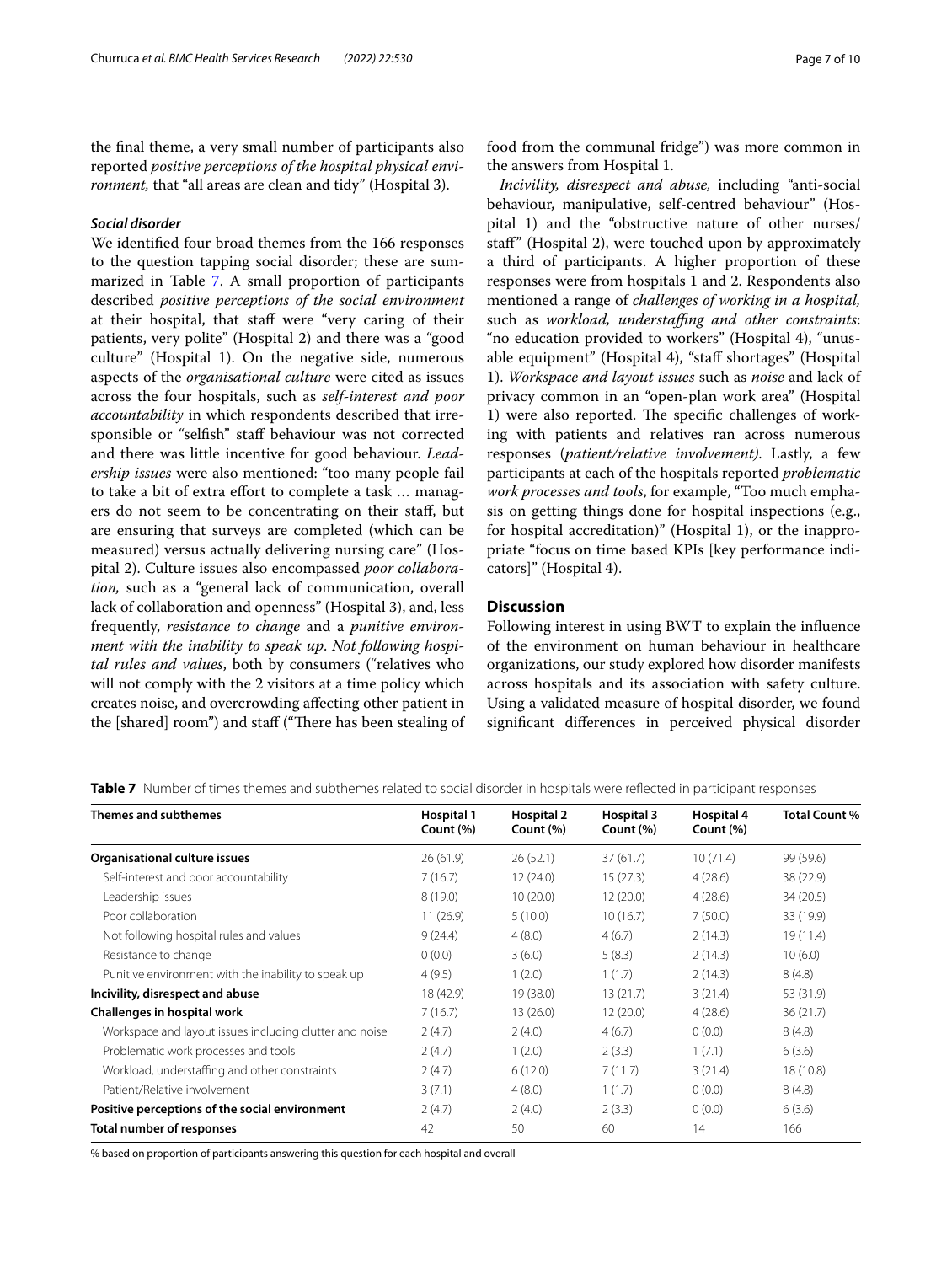the final theme, a very small number of participants also reported *positive perceptions of the hospital physical environment,* that "all areas are clean and tidy" (Hospital 3).

### *Social disorder*

We identified four broad themes from the 166 responses to the question tapping social disorder; these are summarized in Table 7. A small proportion of participants described *positive perceptions of the social environment* at their hospital, that staff were "very caring of their patients, very polite" (Hospital 2) and there was a "good culture" (Hospital 1). On the negative side, numerous aspects of the *organisational culture* were cited as issues across the four hospitals, such as *self-interest and poor accountability* in which respondents described that irresponsible or "selfish" staff behaviour was not corrected and there was little incentive for good behaviour. *Leadership issues* were also mentioned: "too many people fail to take a bit of extra effort to complete a task … managers do not seem to be concentrating on their staff, but are ensuring that surveys are completed (which can be measured) versus actually delivering nursing care" (Hospital 2). Culture issues also encompassed *poor collaboration,* such as a "general lack of communication, overall lack of collaboration and openness" (Hospital 3), and, less frequently, *resistance to change* and a *punitive environment with the inability to speak up*. *Not following hospital rules and values*, both by consumers ("relatives who will not comply with the 2 visitors at a time policy which creates noise, and overcrowding affecting other patient in the [shared] room") and staff ("There has been stealing of food from the communal fridge") was more common in the answers from Hospital 1.

*Incivility, disrespect and abuse,* including "anti-social behaviour, manipulative, self-centred behaviour" (Hospital 1) and the "obstructive nature of other nurses/staff" (Hospital 2), were touched upon by approximately a third of participants. A higher proportion of these responses were from hospitals 1 and 2. Respondents also mentioned a range of *challenges of working in a hospital,* such as *workload, understaffing and other constraints*: "no education provided to workers" (Hospital 4), "unusable equipment" (Hospital 4), "staff shortages" (Hospital 1). *Workspace and layout issues* such as *noise* and lack of privacy common in an "open-plan work area" (Hospital 1) were also reported. The specific challenges of working with patients and relatives ran across numerous responses (*patient/relative involvement).* Lastly, a few participants at each of the hospitals reported *problematic work processes and tools*, for example, "Too much emphasis on getting things done for hospital inspections (e.g., for hospital accreditation)" (Hospital 1), or the inappropriate "focus on time based KPIs [key performance indicators]" (Hospital 4).

## Discussion

Following interest in using BWT to explain the influence of the environment on human behaviour in healthcare organizations, our study explored how disorder manifests across hospitals and its association with safety culture. Using a validated measure of hospital disorder, we found significant differences in perceived physical disorder

**Table 7** Number of times themes and subthemes related to social disorder in hospitals were reflected in participant responses

| Themes and subthemes | Hospital 1 Count (%) | Hospital 2 Count (%) | Hospital 3 Count (%) | Hospital 4 Count (%) | Total Count % |
|---|---|---|---|---|---|
| **Organisational culture issues** | 26 (61.9) | 26 (52.1) | 37 (61.7) | 10 (71.4) | 99 (59.6) |
| Self-interest and poor accountability | 7 (16.7) | 12 (24.0) | 15 (27.3) | 4 (28.6) | 38 (22.9) |
| Leadership issues | 8 (19.0) | 10 (20.0) | 12 (20.0) | 4 (28.6) | 34 (20.5) |
| Poor collaboration | 11 (26.9) | 5 (10.0) | 10 (16.7) | 7 (50.0) | 33 (19.9) |
| Not following hospital rules and values | 9 (24.4) | 4 (8.0) | 4 (6.7) | 2 (14.3) | 19 (11.4) |
| Resistance to change | 0 (0.0) | 3 (6.0) | 5 (8.3) | 2 (14.3) | 10 (6.0) |
| Punitive environment with the inability to speak up | 4 (9.5) | 1 (2.0) | 1 (1.7) | 2 (14.3) | 8 (4.8) |
| **Incivility, disrespect and abuse** | 18 (42.9) | 19 (38.0) | 13 (21.7) | 3 (21.4) | 53 (31.9) |
| **Challenges in hospital work** | 7 (16.7) | 13 (26.0) | 12 (20.0) | 4 (28.6) | 36 (21.7) |
| Workspace and layout issues including clutter and noise | 2 (4.7) | 2 (4.0) | 4 (6.7) | 0 (0.0) | 8 (4.8) |
| Problematic work processes and tools | 2 (4.7) | 1 (2.0) | 2 (3.3) | 1 (7.1) | 6 (3.6) |
| Workload, understaffing and other constraints | 2 (4.7) | 6 (12.0) | 7 (11.7) | 3 (21.4) | 18 (10.8) |
| Patient/Relative involvement | 3 (7.1) | 4 (8.0) | 1 (1.7) | 0 (0.0) | 8 (4.8) |
| **Positive perceptions of the social environment** | 2 (4.7) | 2 (4.0) | 2 (3.3) | 0 (0.0) | 6 (3.6) |
| **Total number of responses** | 42 | 50 | 60 | 14 | 166 |

% based on proportion of participants answering this question for each hospital and overall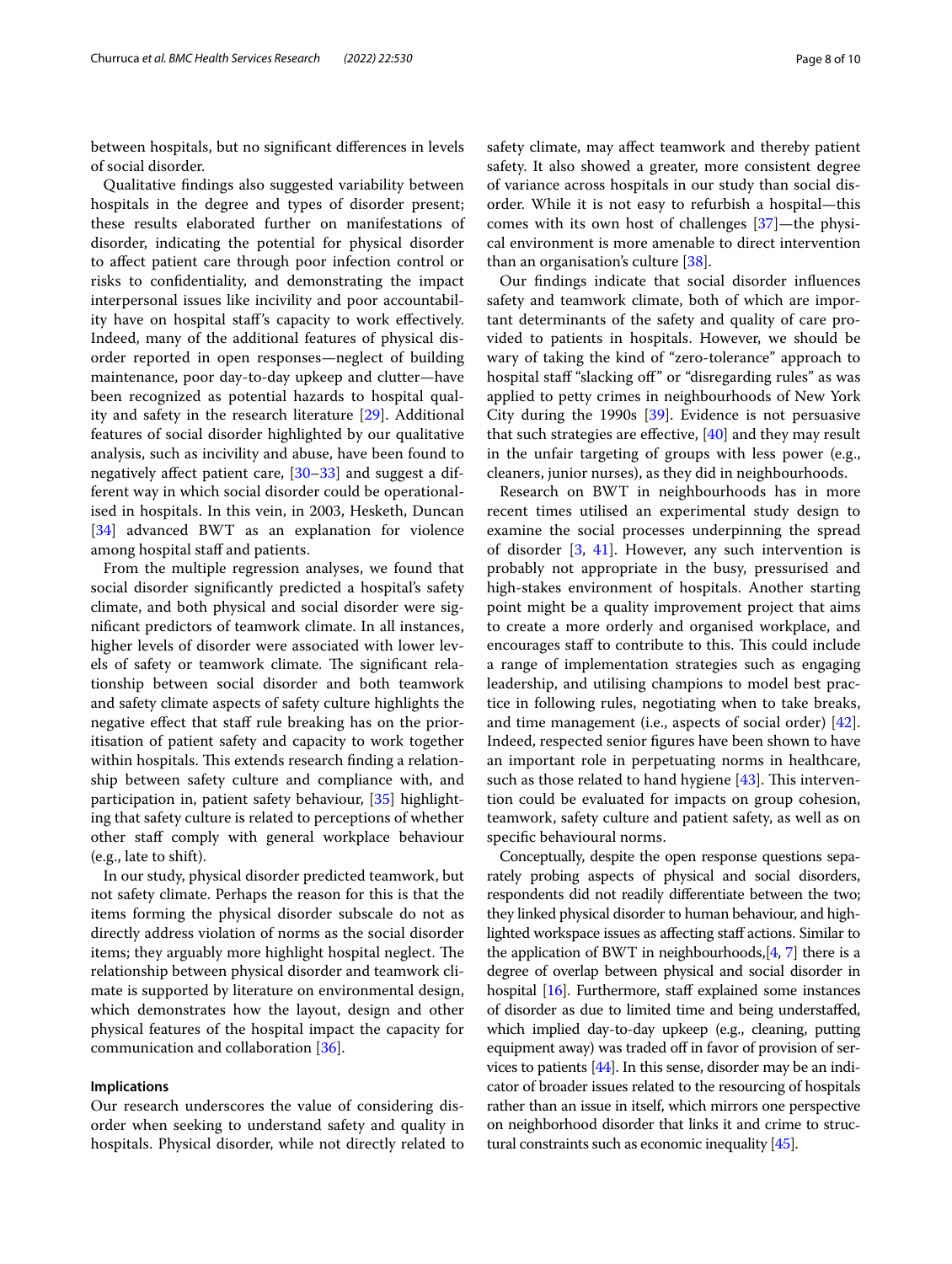between hospitals, but no significant differences in levels of social disorder.

Qualitative findings also suggested variability between hospitals in the degree and types of disorder present; these results elaborated further on manifestations of disorder, indicating the potential for physical disorder to affect patient care through poor infection control or risks to confidentiality, and demonstrating the impact interpersonal issues like incivility and poor accountability have on hospital staff's capacity to work effectively. Indeed, many of the additional features of physical disorder reported in open responses—neglect of building maintenance, poor day-to-day upkeep and clutter—have been recognized as potential hazards to hospital quality and safety in the research literature [29]. Additional features of social disorder highlighted by our qualitative analysis, such as incivility and abuse, have been found to negatively affect patient care, [30–33] and suggest a different way in which social disorder could be operationalised in hospitals. In this vein, in 2003, Hesketh, Duncan [34] advanced BWT as an explanation for violence among hospital staff and patients.

From the multiple regression analyses, we found that social disorder significantly predicted a hospital's safety climate, and both physical and social disorder were significant predictors of teamwork climate. In all instances, higher levels of disorder were associated with lower levels of safety or teamwork climate. The significant relationship between social disorder and both teamwork and safety climate aspects of safety culture highlights the negative effect that staff rule breaking has on the prioritisation of patient safety and capacity to work together within hospitals. This extends research finding a relationship between safety culture and compliance with, and participation in, patient safety behaviour, [35] highlighting that safety culture is related to perceptions of whether other staff comply with general workplace behaviour (e.g., late to shift).

In our study, physical disorder predicted teamwork, but not safety climate. Perhaps the reason for this is that the items forming the physical disorder subscale do not as directly address violation of norms as the social disorder items; they arguably more highlight hospital neglect. The relationship between physical disorder and teamwork climate is supported by literature on environmental design, which demonstrates how the layout, design and other physical features of the hospital impact the capacity for communication and collaboration [36].

### Implications

Our research underscores the value of considering disorder when seeking to understand safety and quality in hospitals. Physical disorder, while not directly related to safety climate, may affect teamwork and thereby patient safety. It also showed a greater, more consistent degree of variance across hospitals in our study than social disorder. While it is not easy to refurbish a hospital—this comes with its own host of challenges [37]—the physical environment is more amenable to direct intervention than an organisation's culture [38].

Our findings indicate that social disorder influences safety and teamwork climate, both of which are important determinants of the safety and quality of care provided to patients in hospitals. However, we should be wary of taking the kind of "zero-tolerance" approach to hospital staff "slacking off" or "disregarding rules" as was applied to petty crimes in neighbourhoods of New York City during the 1990s [39]. Evidence is not persuasive that such strategies are effective, [40] and they may result in the unfair targeting of groups with less power (e.g., cleaners, junior nurses), as they did in neighbourhoods.

Research on BWT in neighbourhoods has in more recent times utilised an experimental study design to examine the social processes underpinning the spread of disorder [3, 41]. However, any such intervention is probably not appropriate in the busy, pressurised and high-stakes environment of hospitals. Another starting point might be a quality improvement project that aims to create a more orderly and organised workplace, and encourages staff to contribute to this. This could include a range of implementation strategies such as engaging leadership, and utilising champions to model best practice in following rules, negotiating when to take breaks, and time management (i.e., aspects of social order) [42]. Indeed, respected senior figures have been shown to have an important role in perpetuating norms in healthcare, such as those related to hand hygiene [43]. This intervention could be evaluated for impacts on group cohesion, teamwork, safety culture and patient safety, as well as on specific behavioural norms.

Conceptually, despite the open response questions separately probing aspects of physical and social disorders, respondents did not readily differentiate between the two; they linked physical disorder to human behaviour, and highlighted workspace issues as affecting staff actions. Similar to the application of BWT in neighbourhoods,[4, 7] there is a degree of overlap between physical and social disorder in hospital [16]. Furthermore, staff explained some instances of disorder as due to limited time and being understaffed, which implied day-to-day upkeep (e.g., cleaning, putting equipment away) was traded off in favor of provision of services to patients [44]. In this sense, disorder may be an indicator of broader issues related to the resourcing of hospitals rather than an issue in itself, which mirrors one perspective on neighborhood disorder that links it and crime to structural constraints such as economic inequality [45].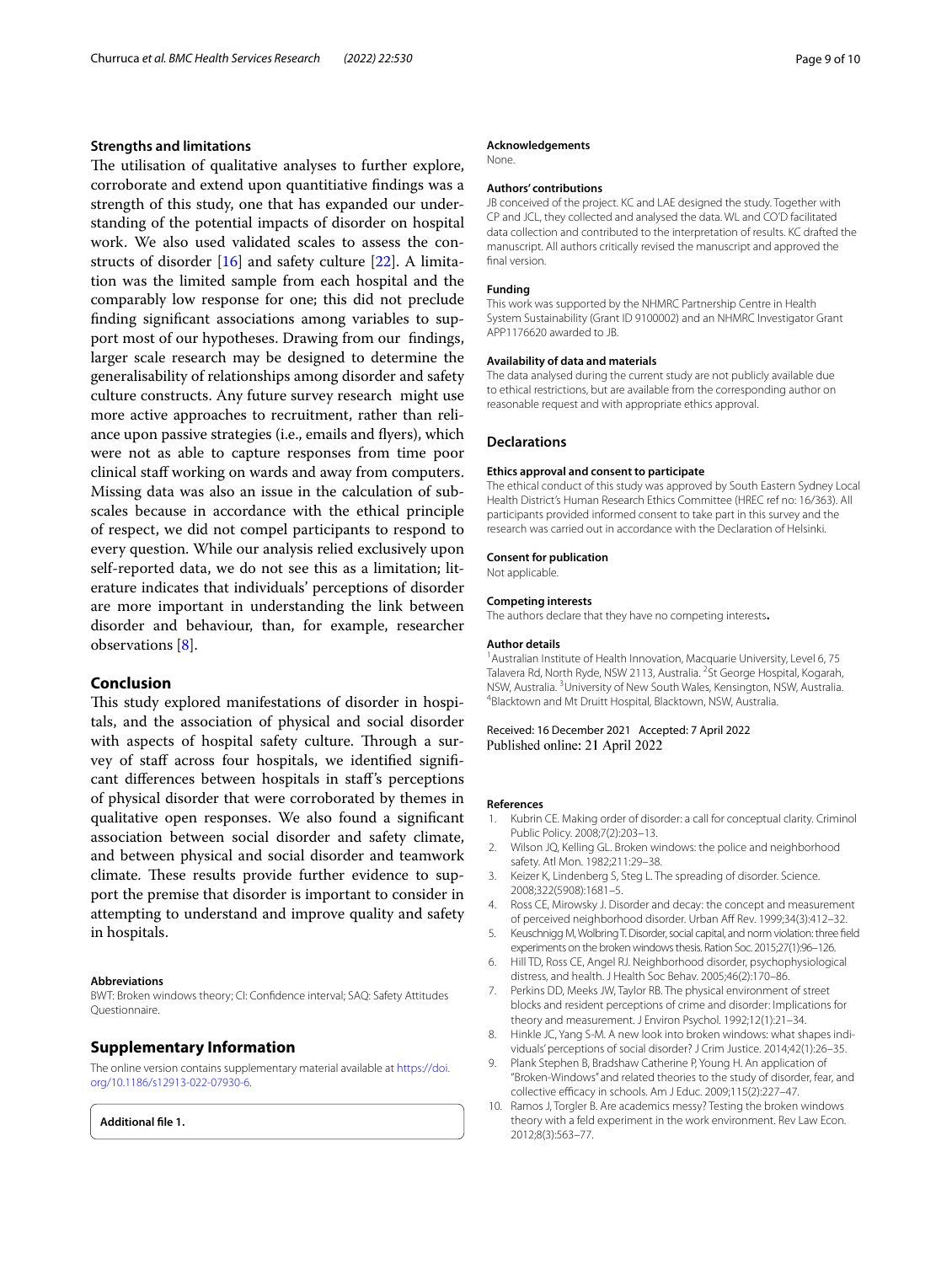## Strengths and limitations

The utilisation of qualitative analyses to further explore, corroborate and extend upon quantitiative findings was a strength of this study, one that has expanded our understanding of the potential impacts of disorder on hospital work. We also used validated scales to assess the constructs of disorder [16] and safety culture [22]. A limitation was the limited sample from each hospital and the comparably low response for one; this did not preclude finding significant associations among variables to support most of our hypotheses. Drawing from our findings, larger scale research may be designed to determine the generalisability of relationships among disorder and safety culture constructs. Any future survey research might use more active approaches to recruitment, rather than reliance upon passive strategies (i.e., emails and flyers), which were not as able to capture responses from time poor clinical staff working on wards and away from computers. Missing data was also an issue in the calculation of subscales because in accordance with the ethical principle of respect, we did not compel participants to respond to every question. While our analysis relied exclusively upon self-reported data, we do not see this as a limitation; literature indicates that individuals' perceptions of disorder are more important in understanding the link between disorder and behaviour, than, for example, researcher observations [8].

## Conclusion

This study explored manifestations of disorder in hospitals, and the association of physical and social disorder with aspects of hospital safety culture. Through a survey of staff across four hospitals, we identified significant differences between hospitals in staff's perceptions of physical disorder that were corroborated by themes in qualitative open responses. We also found a significant association between social disorder and safety climate, and between physical and social disorder and teamwork climate. These results provide further evidence to support the premise that disorder is important to consider in attempting to understand and improve quality and safety in hospitals.

### Abbreviations

BWT: Broken windows theory; CI: Confidence interval; SAQ: Safety Attitudes Questionnaire.

## Supplementary Information

The online version contains supplementary material available at https://doi.org/10.1186/s12913-022-07930-6.

**Additional file 1.**

### Acknowledgements

None.

### Authors' contributions

JB conceived of the project. KC and LAE designed the study. Together with CP and JCL, they collected and analysed the data. WL and CO'D facilitated data collection and contributed to the interpretation of results. KC drafted the manuscript. All authors critically revised the manuscript and approved the final version.

### Funding

This work was supported by the NHMRC Partnership Centre in Health System Sustainability (Grant ID 9100002) and an NHMRC Investigator Grant APP1176620 awarded to JB.

### Availability of data and materials

The data analysed during the current study are not publicly available due to ethical restrictions, but are available from the corresponding author on reasonable request and with appropriate ethics approval.

## Declarations

### Ethics approval and consent to participate

The ethical conduct of this study was approved by South Eastern Sydney Local Health District's Human Research Ethics Committee (HREC ref no: 16/363). All participants provided informed consent to take part in this survey and the research was carried out in accordance with the Declaration of Helsinki.

### Consent for publication

Not applicable.

### Competing interests

The authors declare that they have no competing interests.

### Author details

[1]Australian Institute of Health Innovation, Macquarie University, Level 6, 75 Talavera Rd, North Ryde, NSW 2113, Australia. [2]St George Hospital, Kogarah, NSW, Australia. [3]University of New South Wales, Kensington, NSW, Australia. [4]Blacktown and Mt Druitt Hospital, Blacktown, NSW, Australia.

Received: 16 December 2021 Accepted: 7 April 2022
Published online: 21 April 2022

### References

1. Kubrin CE. Making order of disorder: a call for conceptual clarity. Criminol Public Policy. 2008;7(2):203–13.
2. Wilson JQ, Kelling GL. Broken windows: the police and neighborhood safety. Atl Mon. 1982;211:29–38.
3. Keizer K, Lindenberg S, Steg L. The spreading of disorder. Science. 2008;322(5908):1681–5.
4. Ross CE, Mirowsky J. Disorder and decay: the concept and measurement of perceived neighborhood disorder. Urban Aff Rev. 1999;34(3):412–32.
5. Keuschnigg M, Wolbring T. Disorder, social capital, and norm violation: three field experiments on the broken windows thesis. Ration Soc. 2015;27(1):96–126.
6. Hill TD, Ross CE, Angel RJ. Neighborhood disorder, psychophysiological distress, and health. J Health Soc Behav. 2005;46(2):170–86.
7. Perkins DD, Meeks JW, Taylor RB. The physical environment of street blocks and resident perceptions of crime and disorder: Implications for theory and measurement. J Environ Psychol. 1992;12(1):21–34.
8. Hinkle JC, Yang S-M. A new look into broken windows: what shapes individuals' perceptions of social disorder? J Crim Justice. 2014;42(1):26–35.
9. Plank Stephen B, Bradshaw Catherine P, Young H. An application of "Broken-Windows" and related theories to the study of disorder, fear, and collective efficacy in schools. Am J Educ. 2009;115(2):227–47.
10. Ramos J, Torgler B. Are academics messy? Testing the broken windows theory with a feld experiment in the work environment. Rev Law Econ. 2012;8(3):563–77.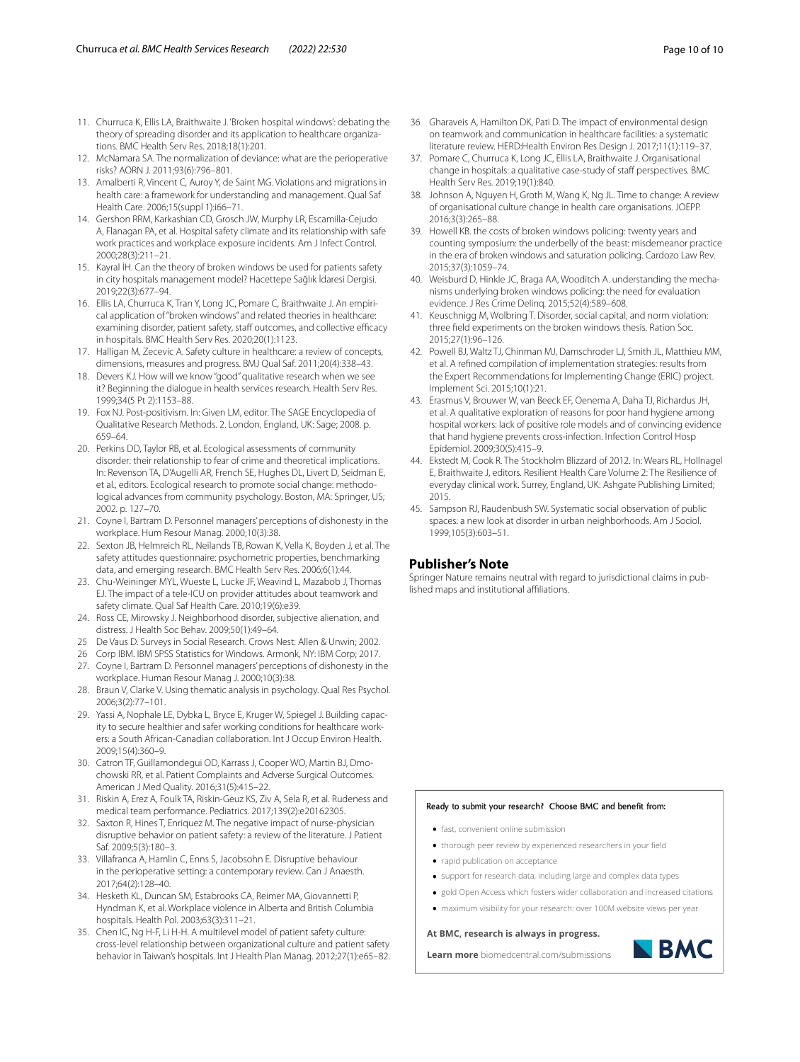11. Churruca K, Ellis LA, Braithwaite J. 'Broken hospital windows': debating the theory of spreading disorder and its application to healthcare organizations. BMC Health Serv Res. 2018;18(1):201.
12. McNamara SA. The normalization of deviance: what are the perioperative risks? AORN J. 2011;93(6):796–801.
13. Amalberti R, Vincent C, Auroy Y, de Saint MG. Violations and migrations in health care: a framework for understanding and management. Qual Saf Health Care. 2006;15(suppl 1):i66–71.
14. Gershon RRM, Karkashian CD, Grosch JW, Murphy LR, Escamilla-Cejudo A, Flanagan PA, et al. Hospital safety climate and its relationship with safe work practices and workplace exposure incidents. Am J Infect Control. 2000;28(3):211–21.
15. Kayral İH. Can the theory of broken windows be used for patients safety in city hospitals management model? Hacettepe Sağlık İdaresi Dergisi. 2019;22(3):677–94.
16. Ellis LA, Churruca K, Tran Y, Long JC, Pomare C, Braithwaite J. An empirical application of "broken windows" and related theories in healthcare: examining disorder, patient safety, staff outcomes, and collective efficacy in hospitals. BMC Health Serv Res. 2020;20(1):1123.
17. Halligan M, Zecevic A. Safety culture in healthcare: a review of concepts, dimensions, measures and progress. BMJ Qual Saf. 2011;20(4):338–43.
18. Devers KJ. How will we know "good" qualitative research when we see it? Beginning the dialogue in health services research. Health Serv Res. 1999;34(5 Pt 2):1153–88.
19. Fox NJ. Post-positivism. In: Given LM, editor. The SAGE Encyclopedia of Qualitative Research Methods. 2. London, England, UK: Sage; 2008. p. 659–64.
20. Perkins DD, Taylor RB, et al. Ecological assessments of community disorder: their relationship to fear of crime and theoretical implications. In: Revenson TA, D'Augelli AR, French SE, Hughes DL, Livert D, Seidman E, et al., editors. Ecological research to promote social change: methodological advances from community psychology. Boston, MA: Springer, US; 2002. p. 127–70.
21. Coyne I, Bartram D. Personnel managers' perceptions of dishonesty in the workplace. Hum Resour Manag. 2000;10(3):38.
22. Sexton JB, Helmreich RL, Neilands TB, Rowan K, Vella K, Boyden J, et al. The safety attitudes questionnaire: psychometric properties, benchmarking data, and emerging research. BMC Health Serv Res. 2006;6(1):44.
23. Chu-Weininger MYL, Wueste L, Lucke JF, Weavind L, Mazabob J, Thomas EJ. The impact of a tele-ICU on provider attitudes about teamwork and safety climate. Qual Saf Health Care. 2010;19(6):e39.
24. Ross CE, Mirowsky J. Neighborhood disorder, subjective alienation, and distress. J Health Soc Behav. 2009;50(1):49–64.
25 De Vaus D. Surveys in Social Research. Crows Nest: Allen & Unwin; 2002.
26 Corp IBM. IBM SPSS Statistics for Windows. Armonk, NY: IBM Corp; 2017.
27. Coyne I, Bartram D. Personnel managers' perceptions of dishonesty in the workplace. Human Resour Manag J. 2000;10(3):38.
28. Braun V, Clarke V. Using thematic analysis in psychology. Qual Res Psychol. 2006;3(2):77–101.
29. Yassi A, Nophale LE, Dybka L, Bryce E, Kruger W, Spiegel J. Building capacity to secure healthier and safer working conditions for healthcare workers: a South African-Canadian collaboration. Int J Occup Environ Health. 2009;15(4):360–9.
30. Catron TF, Guillamondegui OD, Karrass J, Cooper WO, Martin BJ, Dmochowski RR, et al. Patient Complaints and Adverse Surgical Outcomes. American J Med Quality. 2016;31(5):415–22.
31. Riskin A, Erez A, Foulk TA, Riskin-Geuz KS, Ziv A, Sela R, et al. Rudeness and medical team performance. Pediatrics. 2017;139(2):e20162305.
32. Saxton R, Hines T, Enriquez M. The negative impact of nurse-physician disruptive behavior on patient safety: a review of the literature. J Patient Saf. 2009;5(3):180–3.
33. Villafranca A, Hamlin C, Enns S, Jacobsohn E. Disruptive behaviour in the perioperative setting: a contemporary review. Can J Anaesth. 2017;64(2):128–40.
34. Hesketh KL, Duncan SM, Estabrooks CA, Reimer MA, Giovannetti P, Hyndman K, et al. Workplace violence in Alberta and British Columbia hospitals. Health Pol. 2003;63(3):311–21.
35. Chen IC, Ng H-F, Li H-H. A multilevel model of patient safety culture: cross-level relationship between organizational culture and patient safety behavior in Taiwan's hospitals. Int J Health Plan Manag. 2012;27(1):e65–82.
36 Gharaveis A, Hamilton DK, Pati D. The impact of environmental design on teamwork and communication in healthcare facilities: a systematic literature review. HERD:Health Environ Res Design J. 2017;11(1):119–37.
37. Pomare C, Churruca K, Long JC, Ellis LA, Braithwaite J. Organisational change in hospitals: a qualitative case-study of staff perspectives. BMC Health Serv Res. 2019;19(1):840.
38. Johnson A, Nguyen H, Groth M, Wang K, Ng JL. Time to change: A review of organisational culture change in health care organisations. JOEPP. 2016;3(3):265–88.
39. Howell KB. the costs of broken windows policing: twenty years and counting symposium: the underbelly of the beast: misdemeanor practice in the era of broken windows and saturation policing. Cardozo Law Rev. 2015;37(3):1059–74.
40. Weisburd D, Hinkle JC, Braga AA, Wooditch A. understanding the mechanisms underlying broken windows policing: the need for evaluation evidence. J Res Crime Delinq. 2015;52(4):589–608.
41. Keuschnigg M, Wolbring T. Disorder, social capital, and norm violation: three field experiments on the broken windows thesis. Ration Soc. 2015;27(1):96–126.
42. Powell BJ, Waltz TJ, Chinman MJ, Damschroder LJ, Smith JL, Matthieu MM, et al. A refined compilation of implementation strategies: results from the Expert Recommendations for Implementing Change (ERIC) project. Implement Sci. 2015;10(1):21.
43. Erasmus V, Brouwer W, van Beeck EF, Oenema A, Daha TJ, Richardus JH, et al. A qualitative exploration of reasons for poor hand hygiene among hospital workers: lack of positive role models and of convincing evidence that hand hygiene prevents cross-infection. Infection Control Hosp Epidemiol. 2009;30(5):415–9.
44. Ekstedt M, Cook R. The Stockholm Blizzard of 2012. In: Wears RL, Hollnagel E, Braithwaite J, editors. Resilient Health Care Volume 2: The Resilience of everyday clinical work. Surrey, England, UK: Ashgate Publishing Limited; 2015.
45. Sampson RJ, Raudenbush SW. Systematic social observation of public spaces: a new look at disorder in urban neighborhoods. Am J Sociol. 1999;105(3):603–51.

## Publisher's Note

Springer Nature remains neutral with regard to jurisdictional claims in published maps and institutional affiliations.

Ready to submit your research? Choose BMC and benefit from:

- fast, convenient online submission
- thorough peer review by experienced researchers in your field
- rapid publication on acceptance
- support for research data, including large and complex data types
- gold Open Access which fosters wider collaboration and increased citations
- maximum visibility for your research: over 100M website views per year

**At BMC, research is always in progress.**

**Learn more** biomedcentral.com/submissions

BMC